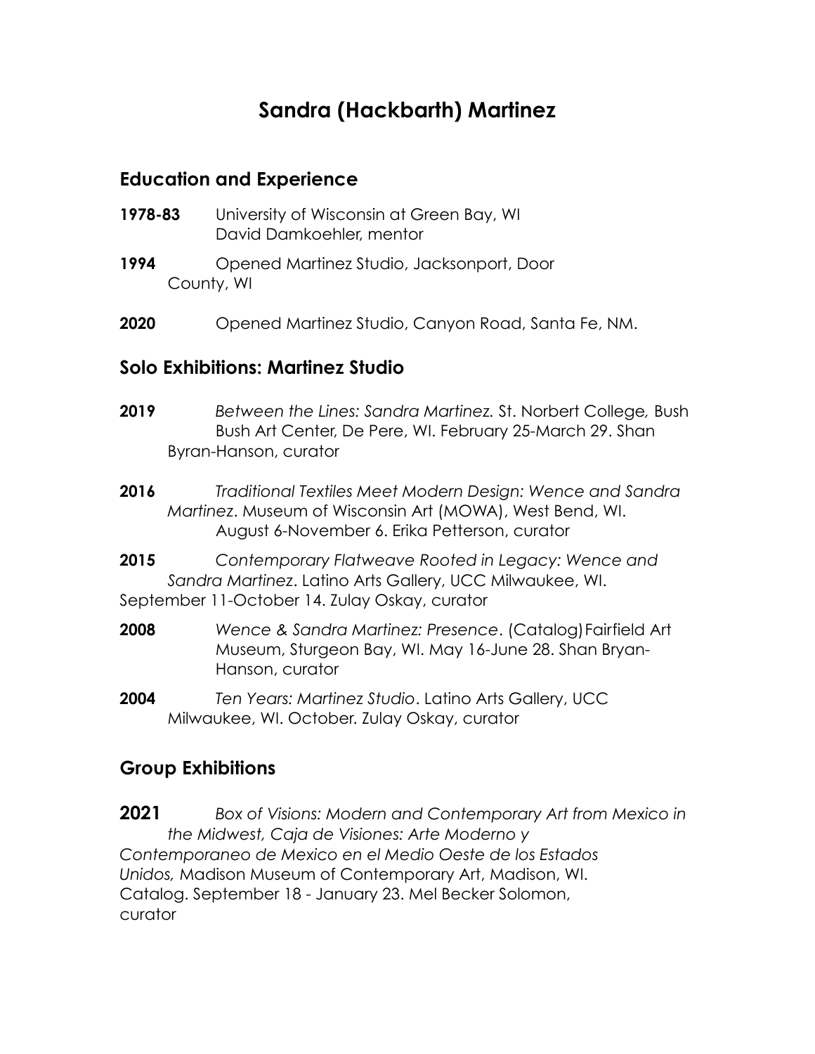# Sandra (Hackbarth) Martinez

## Education and Experience

**1978-83** University of Wisconsin at Green Bay, WI
David Damkoehler, mentor

**1994** Opened Martinez Studio, Jacksonport, Door County, WI

**2020** Opened Martinez Studio, Canyon Road, Santa Fe, NM.

## Solo Exhibitions: Martinez Studio

**2019** *Between the Lines: Sandra Martinez.* St. Norbert College*,* Bush Bush Art Center, De Pere, WI. February 25-March 29. Shan Byran-Hanson, curator

**2016** *Traditional Textiles Meet Modern Design: Wence and Sandra Martinez*. Museum of Wisconsin Art (MOWA), West Bend, WI. August 6-November 6. Erika Petterson, curator

**2015** *Contemporary Flatweave Rooted in Legacy: Wence and Sandra Martinez*. Latino Arts Gallery, UCC Milwaukee, WI. September 11-October 14. Zulay Oskay, curator

**2008** *Wence & Sandra Martinez: Presence*. (Catalog) Fairfield Art Museum, Sturgeon Bay, WI. May 16-June 28. Shan Bryan-Hanson, curator

**2004** *Ten Years: Martinez Studio*. Latino Arts Gallery, UCC Milwaukee, WI. October. Zulay Oskay, curator

## Group Exhibitions

**2021** *Box of Visions: Modern and Contemporary Art from Mexico in the Midwest, Caja de Visiones: Arte Moderno y Contemporaneo de Mexico en el Medio Oeste de los Estados Unidos,* Madison Museum of Contemporary Art, Madison, WI. Catalog. September 18 - January 23. Mel Becker Solomon, curator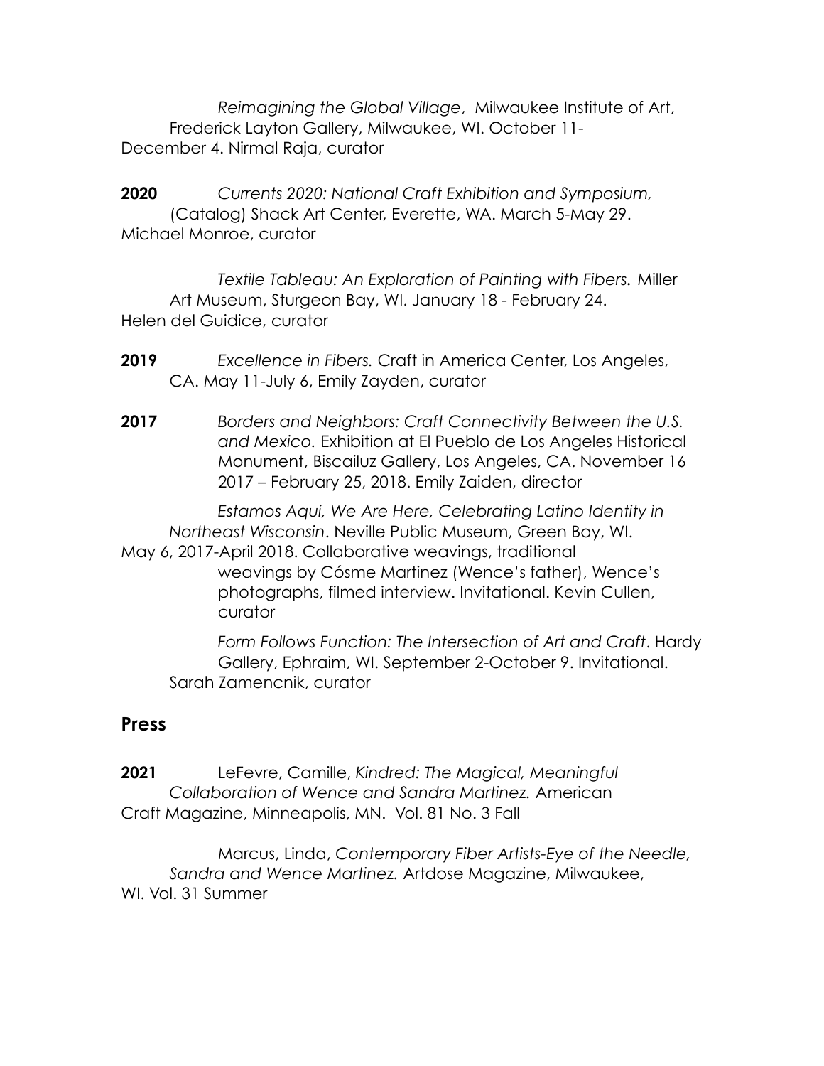*Reimagining the Global Village*, Milwaukee Institute of Art, Frederick Layton Gallery, Milwaukee, WI. October 11-December 4. Nirmal Raja, curator

**2020** *Currents 2020: National Craft Exhibition and Symposium,* (Catalog) Shack Art Center, Everette, WA. March 5-May 29. Michael Monroe, curator

*Textile Tableau: An Exploration of Painting with Fibers.* Miller Art Museum, Sturgeon Bay, WI. January 18 - February 24. Helen del Guidice, curator

**2019** *Excellence in Fibers.* Craft in America Center, Los Angeles, CA. May 11-July 6, Emily Zayden, curator

**2017** *Borders and Neighbors: Craft Connectivity Between the U.S. and Mexico.* Exhibition at El Pueblo de Los Angeles Historical Monument, Biscailuz Gallery, Los Angeles, CA. November 16 2017 – February 25, 2018. Emily Zaiden, director

*Estamos Aqui, We Are Here, Celebrating Latino Identity in Northeast Wisconsin*. Neville Public Museum, Green Bay, WI. May 6, 2017-April 2018. Collaborative weavings, traditional weavings by Cósme Martinez (Wence's father), Wence's photographs, filmed interview. Invitational. Kevin Cullen, curator

*Form Follows Function: The Intersection of Art and Craft*. Hardy Gallery, Ephraim, WI. September 2-October 9. Invitational. Sarah Zamencnik, curator

## Press

**2021** LeFevre, Camille, *Kindred: The Magical, Meaningful Collaboration of Wence and Sandra Martinez.* American Craft Magazine, Minneapolis, MN. Vol. 81 No. 3 Fall

Marcus, Linda, *Contemporary Fiber Artists-Eye of the Needle, Sandra and Wence Martinez.* Artdose Magazine, Milwaukee, WI. Vol. 31 Summer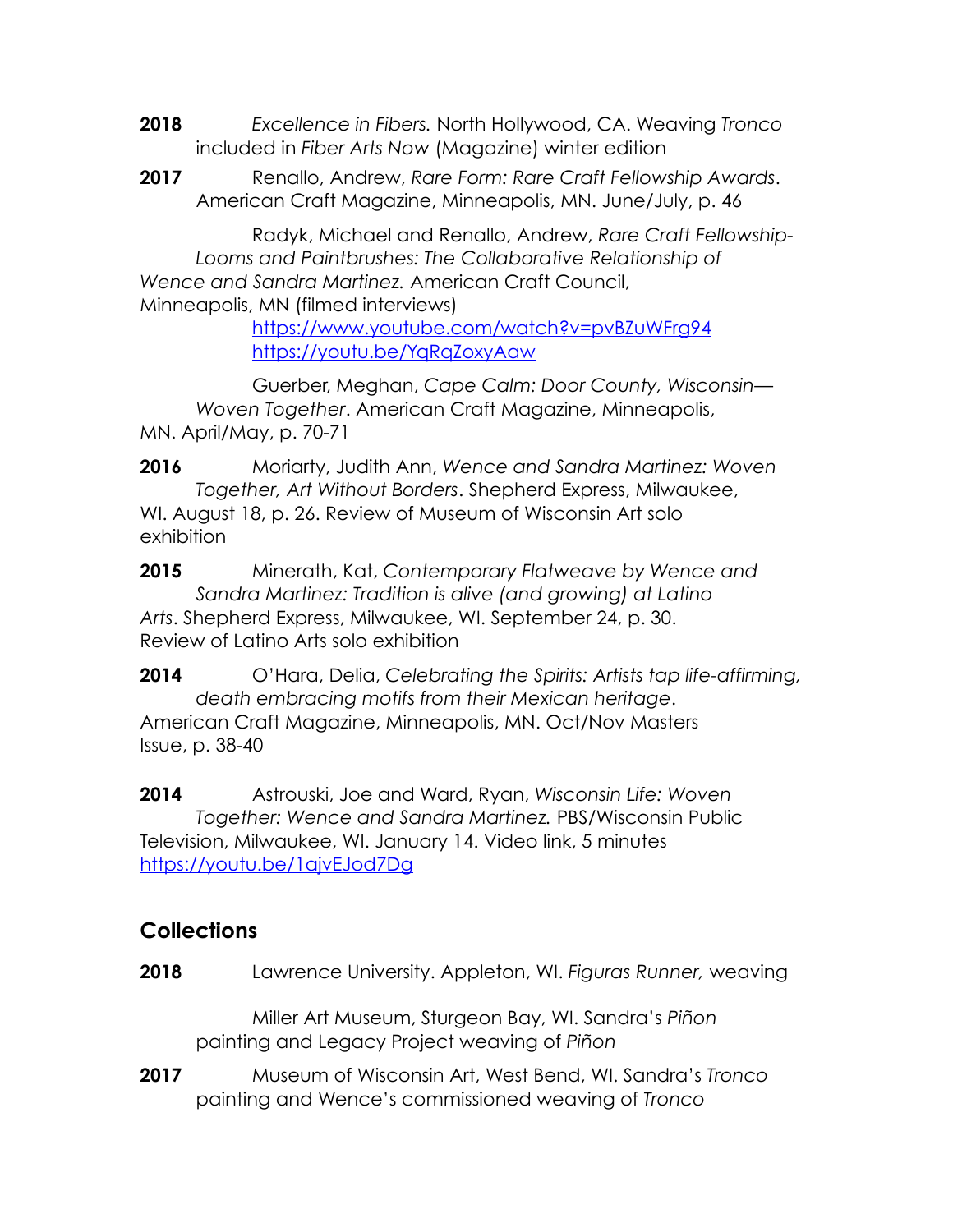**2018** *Excellence in Fibers.* North Hollywood, CA. Weaving *Tronco* included in *Fiber Arts Now* (Magazine) winter edition

**2017** Renallo, Andrew, *Rare Form: Rare Craft Fellowship Awards*. American Craft Magazine, Minneapolis, MN. June/July, p. 46

Radyk, Michael and Renallo, Andrew, *Rare Craft Fellowship- Looms and Paintbrushes: The Collaborative Relationship of Wence and Sandra Martinez.* American Craft Council, Minneapolis, MN (filmed interviews)
https://www.youtube.com/watch?v=pvBZuWFrg94
https://youtu.be/YqRqZoxyAaw

Guerber, Meghan, *Cape Calm: Door County, Wisconsin—Woven Together*. American Craft Magazine, Minneapolis, MN. April/May, p. 70-71

**2016** Moriarty, Judith Ann, *Wence and Sandra Martinez: Woven Together, Art Without Borders*. Shepherd Express, Milwaukee, WI. August 18, p. 26. Review of Museum of Wisconsin Art solo exhibition

**2015** Minerath, Kat, *Contemporary Flatweave by Wence and Sandra Martinez: Tradition is alive (and growing) at Latino Arts*. Shepherd Express, Milwaukee, WI. September 24, p. 30. Review of Latino Arts solo exhibition

**2014** O'Hara, Delia, *Celebrating the Spirits: Artists tap life-affirming, death embracing motifs from their Mexican heritage*. American Craft Magazine, Minneapolis, MN. Oct/Nov Masters Issue, p. 38-40

**2014** Astrouski, Joe and Ward, Ryan, *Wisconsin Life: Woven Together: Wence and Sandra Martinez.* PBS/Wisconsin Public Television, Milwaukee, WI. January 14. Video link, 5 minutes https://youtu.be/1ajvEJod7Dg

## Collections

**2018** Lawrence University. Appleton, WI. *Figuras Runner,* weaving

Miller Art Museum, Sturgeon Bay, WI. Sandra's *Piñon* painting and Legacy Project weaving of *Piñon*

**2017** Museum of Wisconsin Art, West Bend, WI. Sandra's *Tronco* painting and Wence's commissioned weaving of *Tronco*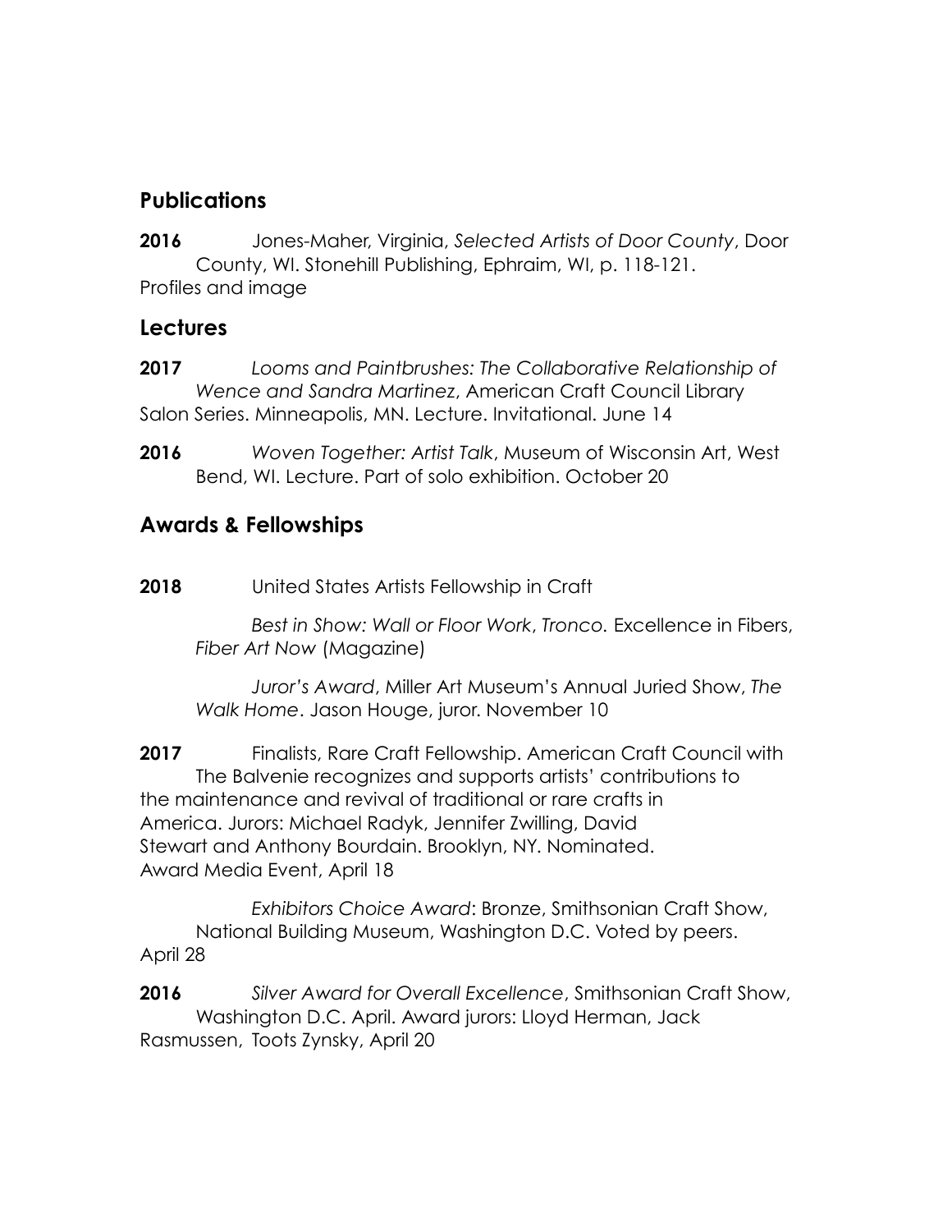## Publications

**2016** Jones-Maher, Virginia, *Selected Artists of Door County*, Door County, WI. Stonehill Publishing, Ephraim, WI, p. 118-121. Profiles and image

## Lectures

**2017** *Looms and Paintbrushes: The Collaborative Relationship of Wence and Sandra Martinez*, American Craft Council Library Salon Series. Minneapolis, MN. Lecture. Invitational. June 14

**2016** *Woven Together: Artist Talk*, Museum of Wisconsin Art, West Bend, WI. Lecture. Part of solo exhibition. October 20

## Awards & Fellowships

**2018** United States Artists Fellowship in Craft

*Best in Show: Wall or Floor Work*, *Tronco.* Excellence in Fibers, *Fiber Art Now* (Magazine)

*Juror's Award*, Miller Art Museum's Annual Juried Show, *The Walk Home*. Jason Houge, juror. November 10

**2017** Finalists, Rare Craft Fellowship. American Craft Council with The Balvenie recognizes and supports artists' contributions to the maintenance and revival of traditional or rare crafts in America. Jurors: Michael Radyk, Jennifer Zwilling, David Stewart and Anthony Bourdain. Brooklyn, NY. Nominated. Award Media Event, April 18

*Exhibitors Choice Award*: Bronze, Smithsonian Craft Show, National Building Museum, Washington D.C. Voted by peers. April 28

**2016** *Silver Award for Overall Excellence*, Smithsonian Craft Show, Washington D.C. April. Award jurors: Lloyd Herman, Jack Rasmussen, Toots Zynsky, April 20